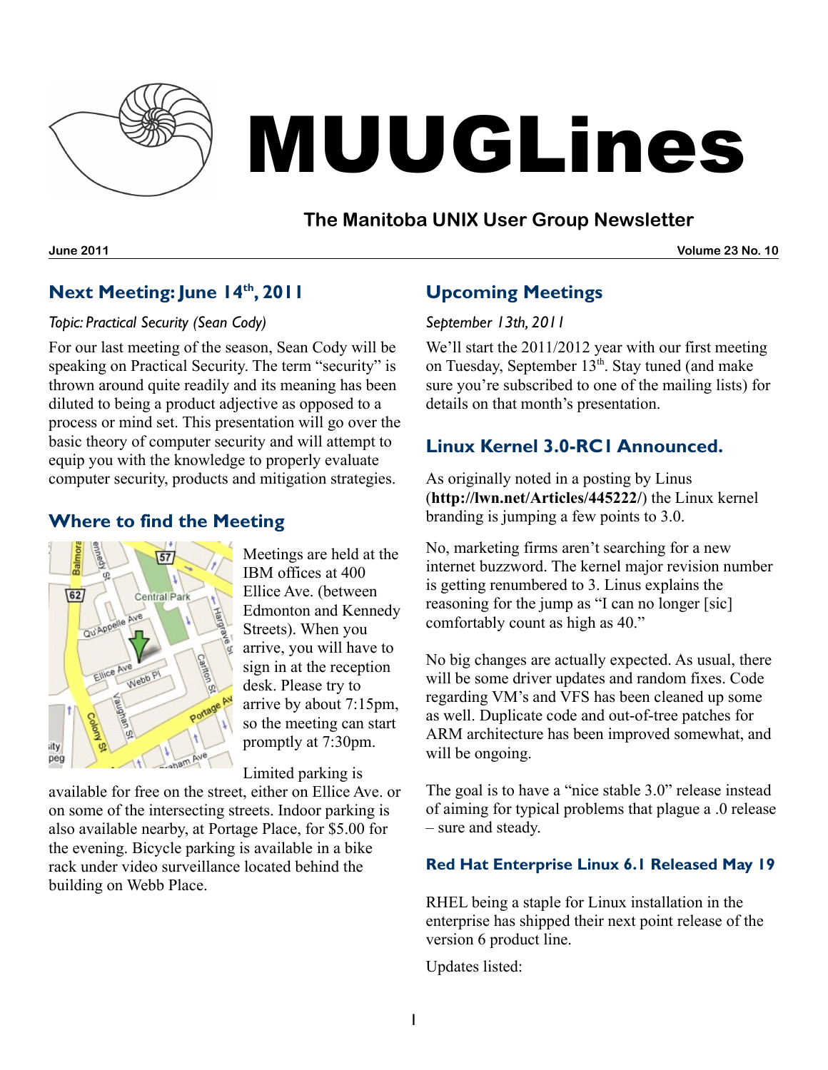# MUUGLines

## The Manitoba UNIX User Group Newsletter

**June 2011** **Volume 23 No. 10**

## Next Meeting: June 14th, 2011

*Topic: Practical Security (Sean Cody)*

For our last meeting of the season, Sean Cody will be speaking on Practical Security. The term “security” is thrown around quite readily and its meaning has been diluted to being a product adjective as opposed to a process or mind set. This presentation will go over the basic theory of computer security and will attempt to equip you with the knowledge to properly evaluate computer security, products and mitigation strategies.

## Where to find the Meeting

Meetings are held at the IBM offices at 400 Ellice Ave. (between Edmonton and Kennedy Streets). When you arrive, you will have to sign in at the reception desk. Please try to arrive by about 7:15pm, so the meeting can start promptly at 7:30pm.

Limited parking is available for free on the street, either on Ellice Ave. or on some of the intersecting streets. Indoor parking is also available nearby, at Portage Place, for $5.00 for the evening. Bicycle parking is available in a bike rack under video surveillance located behind the building on Webb Place.

## Upcoming Meetings

*September 13th, 2011*

We’ll start the 2011/2012 year with our first meeting on Tuesday, September 13th. Stay tuned (and make sure you’re subscribed to one of the mailing lists) for details on that month’s presentation.

## Linux Kernel 3.0-RC1 Announced.

As originally noted in a posting by Linus (**http://lwn.net/Articles/445222/**) the Linux kernel branding is jumping a few points to 3.0.

No, marketing firms aren’t searching for a new internet buzzword. The kernel major revision number is getting renumbered to 3. Linus explains the reasoning for the jump as “I can no longer [sic] comfortably count as high as 40.”

No big changes are actually expected. As usual, there will be some driver updates and random fixes. Code regarding VM’s and VFS has been cleaned up some as well. Duplicate code and out-of-tree patches for ARM architecture has been improved somewhat, and will be ongoing.

The goal is to have a “nice stable 3.0” release instead of aiming for typical problems that plague a .0 release – sure and steady.

### Red Hat Enterprise Linux 6.1 Released May 19

RHEL being a staple for Linux installation in the enterprise has shipped their next point release of the version 6 product line.

Updates listed: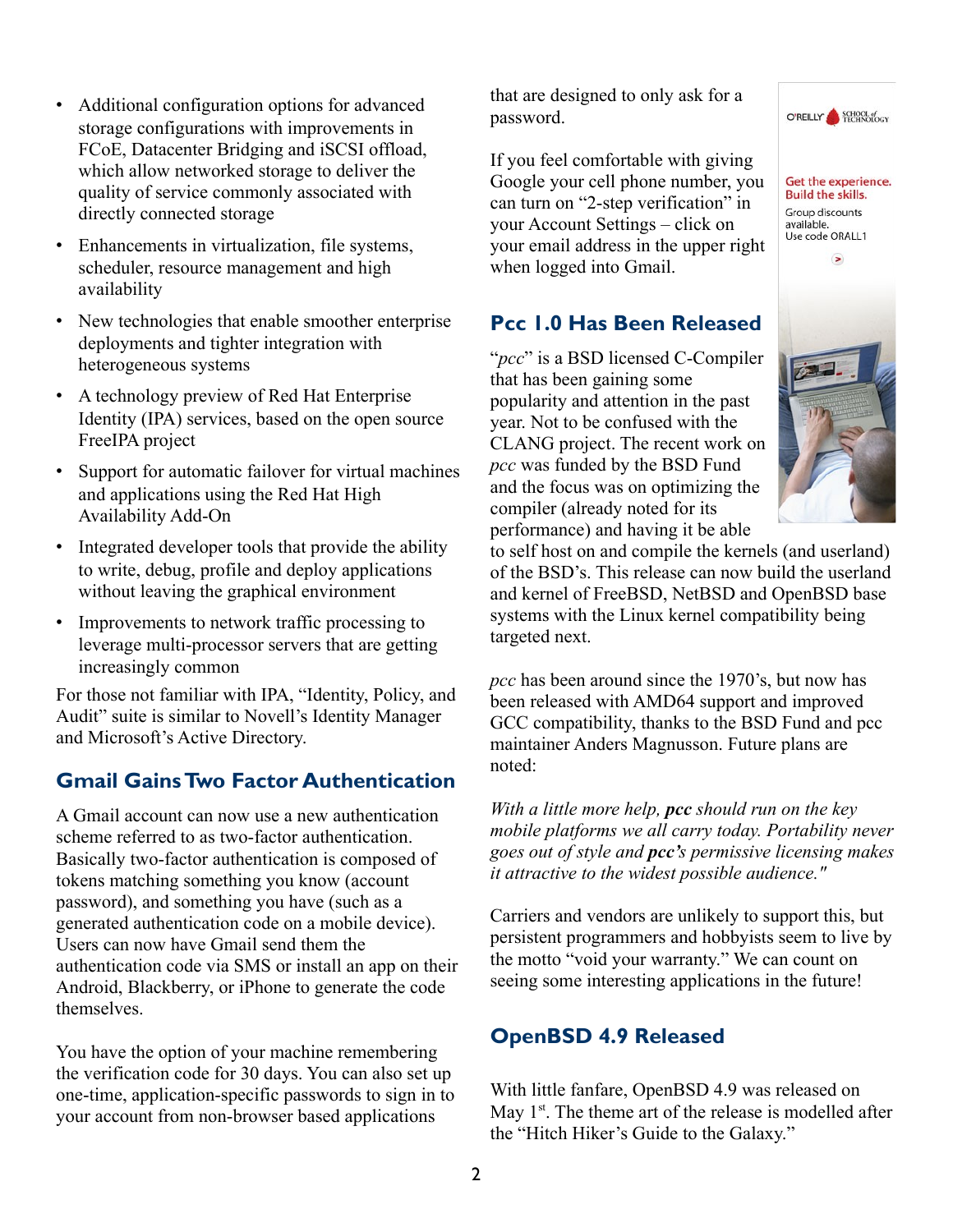- Additional configuration options for advanced storage configurations with improvements in FCoE, Datacenter Bridging and iSCSI offload, which allow networked storage to deliver the quality of service commonly associated with directly connected storage
- Enhancements in virtualization, file systems, scheduler, resource management and high availability
- New technologies that enable smoother enterprise deployments and tighter integration with heterogeneous systems
- A technology preview of Red Hat Enterprise Identity (IPA) services, based on the open source FreeIPA project
- Support for automatic failover for virtual machines and applications using the Red Hat High Availability Add-On
- Integrated developer tools that provide the ability to write, debug, profile and deploy applications without leaving the graphical environment
- Improvements to network traffic processing to leverage multi-processor servers that are getting increasingly common

For those not familiar with IPA, "Identity, Policy, and Audit" suite is similar to Novell's Identity Manager and Microsoft's Active Directory.

## Gmail Gains Two Factor Authentication

A Gmail account can now use a new authentication scheme referred to as two-factor authentication. Basically two-factor authentication is composed of tokens matching something you know (account password), and something you have (such as a generated authentication code on a mobile device). Users can now have Gmail send them the authentication code via SMS or install an app on their Android, Blackberry, or iPhone to generate the code themselves.

You have the option of your machine remembering the verification code for 30 days. You can also set up one-time, application-specific passwords to sign in to your account from non-browser based applications that are designed to only ask for a password.

If you feel comfortable with giving Google your cell phone number, you can turn on "2-step verification" in your Account Settings – click on your email address in the upper right when logged into Gmail.

## Pcc 1.0 Has Been Released

"*pcc*" is a BSD licensed C-Compiler that has been gaining some popularity and attention in the past year. Not to be confused with the CLANG project. The recent work on *pcc* was funded by the BSD Fund and the focus was on optimizing the compiler (already noted for its performance) and having it be able to self host on and compile the kernels (and userland) of the BSD's. This release can now build the userland and kernel of FreeBSD, NetBSD and OpenBSD base systems with the Linux kernel compatibility being targeted next.

*pcc* has been around since the 1970's, but now has been released with AMD64 support and improved GCC compatibility, thanks to the BSD Fund and pcc maintainer Anders Magnusson. Future plans are noted:

*With a little more help,* ***pcc*** *should run on the key mobile platforms we all carry today. Portability never goes out of style and* ***pcc's*** *permissive licensing makes it attractive to the widest possible audience."*

Carriers and vendors are unlikely to support this, but persistent programmers and hobbyists seem to live by the motto "void your warranty." We can count on seeing some interesting applications in the future!

## OpenBSD 4.9 Released

With little fanfare, OpenBSD 4.9 was released on May 1st. The theme art of the release is modelled after the "Hitch Hiker's Guide to the Galaxy."

O'REILLY SCHOOL of TECHNOLOGY

Get the experience. Build the skills.

Group discounts available.
Use code ORALL1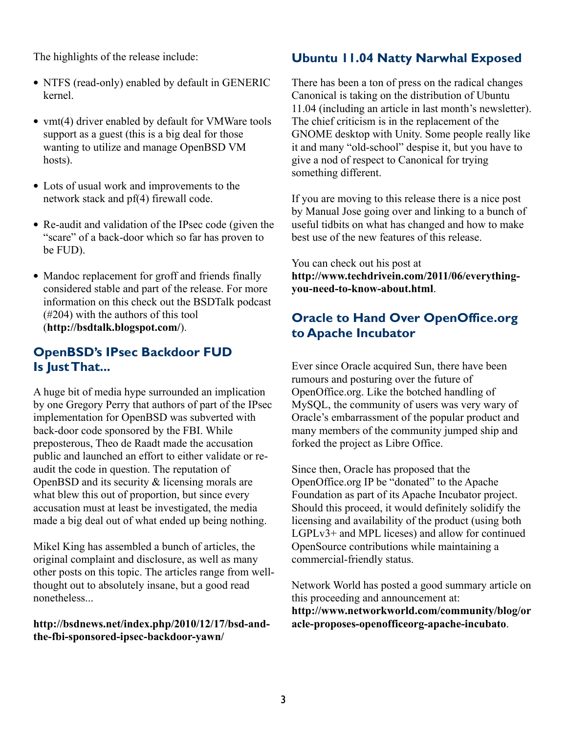The highlights of the release include:

- NTFS (read-only) enabled by default in GENERIC kernel.
- vmt(4) driver enabled by default for VMWare tools support as a guest (this is a big deal for those wanting to utilize and manage OpenBSD VM hosts).
- Lots of usual work and improvements to the network stack and pf(4) firewall code.
- Re-audit and validation of the IPsec code (given the "scare" of a back-door which so far has proven to be FUD).
- Mandoc replacement for groff and friends finally considered stable and part of the release. For more information on this check out the BSDTalk podcast (#204) with the authors of this tool (**http://bsdtalk.blogspot.com/**).

## OpenBSD's IPsec Backdoor FUD Is Just That...

A huge bit of media hype surrounded an implication by one Gregory Perry that authors of part of the IPsec implementation for OpenBSD was subverted with back-door code sponsored by the FBI. While preposterous, Theo de Raadt made the accusation public and launched an effort to either validate or re-audit the code in question. The reputation of OpenBSD and its security & licensing morals are what blew this out of proportion, but since every accusation must at least be investigated, the media made a big deal out of what ended up being nothing.

Mikel King has assembled a bunch of articles, the original complaint and disclosure, as well as many other posts on this topic. The articles range from well-thought out to absolutely insane, but a good read nonetheless...

**http://bsdnews.net/index.php/2010/12/17/bsd-and-the-fbi-sponsored-ipsec-backdoor-yawn/**

## Ubuntu 11.04 Natty Narwhal Exposed

There has been a ton of press on the radical changes Canonical is taking on the distribution of Ubuntu 11.04 (including an article in last month's newsletter). The chief criticism is in the replacement of the GNOME desktop with Unity. Some people really like it and many "old-school" despise it, but you have to give a nod of respect to Canonical for trying something different.

If you are moving to this release there is a nice post by Manual Jose going over and linking to a bunch of useful tidbits on what has changed and how to make best use of the new features of this release.

You can check out his post at **http://www.techdrivein.com/2011/06/everything-you-need-to-know-about.html**.

## Oracle to Hand Over OpenOffice.org to Apache Incubator

Ever since Oracle acquired Sun, there have been rumours and posturing over the future of OpenOffice.org. Like the botched handling of MySQL, the community of users was very wary of Oracle's embarrassment of the popular product and many members of the community jumped ship and forked the project as Libre Office.

Since then, Oracle has proposed that the OpenOffice.org IP be "donated" to the Apache Foundation as part of its Apache Incubator project. Should this proceed, it would definitely solidify the licensing and availability of the product (using both LGPLv3+ and MPL liceses) and allow for continued OpenSource contributions while maintaining a commercial-friendly status.

Network World has posted a good summary article on this proceeding and announcement at: **http://www.networkworld.com/community/blog/oracle-proposes-openofficeorg-apache-incubato**.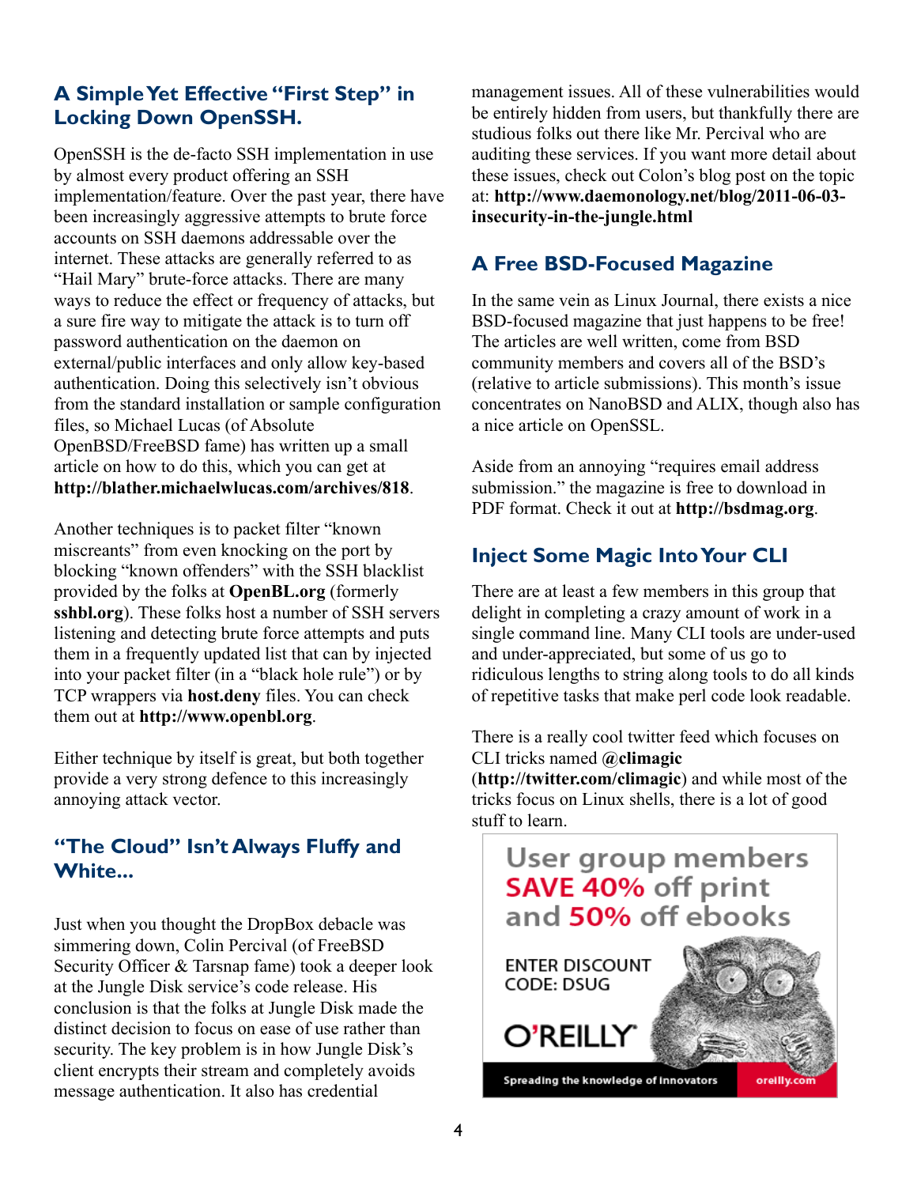## A Simple Yet Effective "First Step" in Locking Down OpenSSH.

OpenSSH is the de-facto SSH implementation in use by almost every product offering an SSH implementation/feature. Over the past year, there have been increasingly aggressive attempts to brute force accounts on SSH daemons addressable over the internet. These attacks are generally referred to as "Hail Mary" brute-force attacks. There are many ways to reduce the effect or frequency of attacks, but a sure fire way to mitigate the attack is to turn off password authentication on the daemon on external/public interfaces and only allow key-based authentication. Doing this selectively isn't obvious from the standard installation or sample configuration files, so Michael Lucas (of Absolute OpenBSD/FreeBSD fame) has written up a small article on how to do this, which you can get at **http://blather.michaelwlucas.com/archives/818**.

Another techniques is to packet filter "known miscreants" from even knocking on the port by blocking "known offenders" with the SSH blacklist provided by the folks at **OpenBL.org** (formerly **sshbl.org**). These folks host a number of SSH servers listening and detecting brute force attempts and puts them in a frequently updated list that can by injected into your packet filter (in a "black hole rule") or by TCP wrappers via **host.deny** files. You can check them out at **http://www.openbl.org**.

Either technique by itself is great, but both together provide a very strong defence to this increasingly annoying attack vector.

## "The Cloud" Isn't Always Fluffy and White...

Just when you thought the DropBox debacle was simmering down, Colin Percival (of FreeBSD Security Officer & Tarsnap fame) took a deeper look at the Jungle Disk service's code release. His conclusion is that the folks at Jungle Disk made the distinct decision to focus on ease of use rather than security. The key problem is in how Jungle Disk's client encrypts their stream and completely avoids message authentication. It also has credential management issues. All of these vulnerabilities would be entirely hidden from users, but thankfully there are studious folks out there like Mr. Percival who are auditing these services. If you want more detail about these issues, check out Colon's blog post on the topic at: **http://www.daemonology.net/blog/2011-06-03-insecurity-in-the-jungle.html**

## A Free BSD-Focused Magazine

In the same vein as Linux Journal, there exists a nice BSD-focused magazine that just happens to be free! The articles are well written, come from BSD community members and covers all of the BSD's (relative to article submissions). This month's issue concentrates on NanoBSD and ALIX, though also has a nice article on OpenSSL.

Aside from an annoying "requires email address submission." the magazine is free to download in PDF format. Check it out at **http://bsdmag.org**.

## Inject Some Magic Into Your CLI

There are at least a few members in this group that delight in completing a crazy amount of work in a single command line. Many CLI tools are under-used and under-appreciated, but some of us go to ridiculous lengths to string along tools to do all kinds of repetitive tasks that make perl code look readable.

There is a really cool twitter feed which focuses on CLI tricks named **@climagic** (**http://twitter.com/climagic**) and while most of the tricks focus on Linux shells, there is a lot of good stuff to learn.

User group members **SAVE 40%** off print and **50%** off ebooks

ENTER DISCOUNT CODE: DSUG

O'REILLY

Spreading the knowledge of innovators

oreilly.com